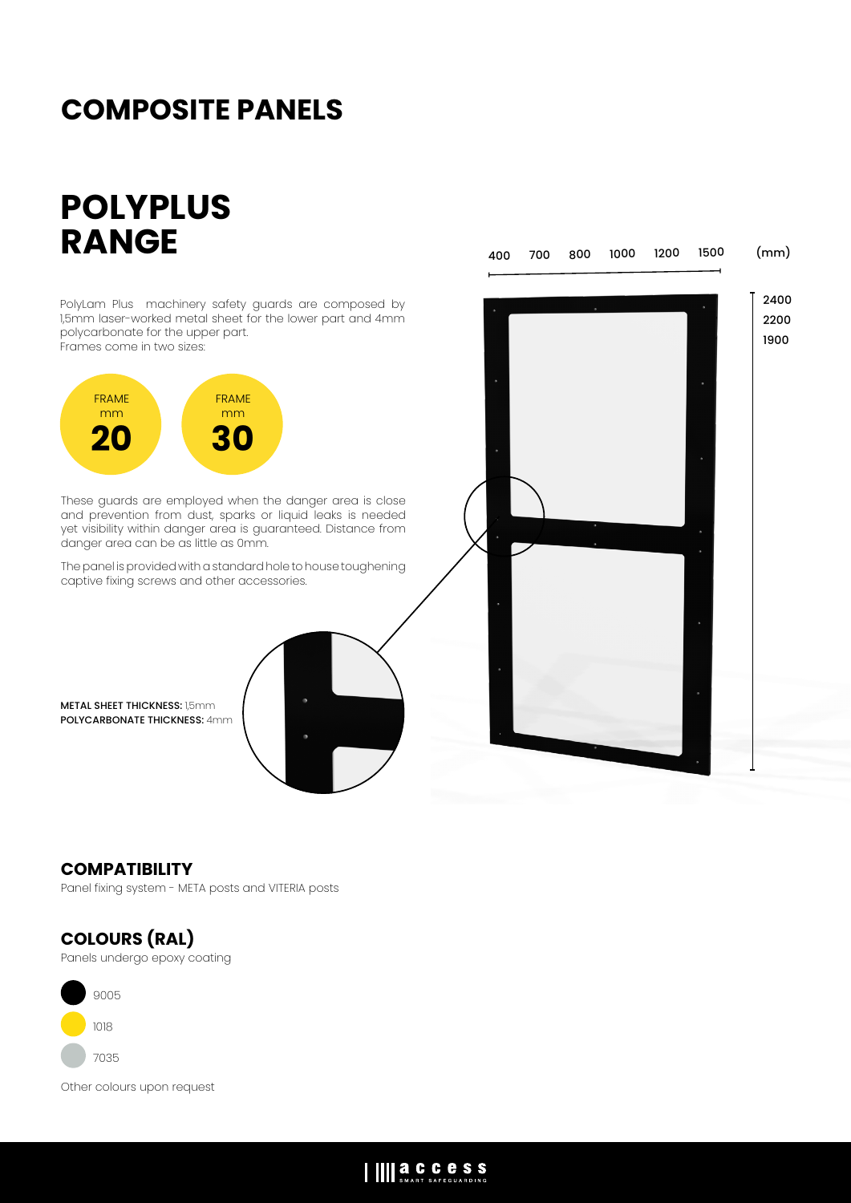# COMPOSITE PANELS

## POLYPLUS RANGE

PolyLam Plus machinery safety guards are composed by 1,5mm laser-worked metal sheet for the lower part and 4mm polycarbonate for the upper part.
Frames come in two sizes:

FRAME mm **20**

FRAME mm **30**

These guards are employed when the danger area is close and prevention from dust, sparks or liquid leaks is needed yet visibility within danger area is guaranteed. Distance from danger area can be as little as 0mm.

The panel is provided with a standard hole to house toughening captive fixing screws and other accessories.

**METAL SHEET THICKNESS:** 1,5mm
**POLYCARBONATE THICKNESS:** 4mm

400 700 800 1000 1200 1500 (mm)

2400
2200
1900

### COMPATIBILITY

Panel fixing system - META posts and VITERIA posts

### COLOURS (RAL)

Panels undergo epoxy coating

- 9005
- 1018
- 7035

Other colours upon request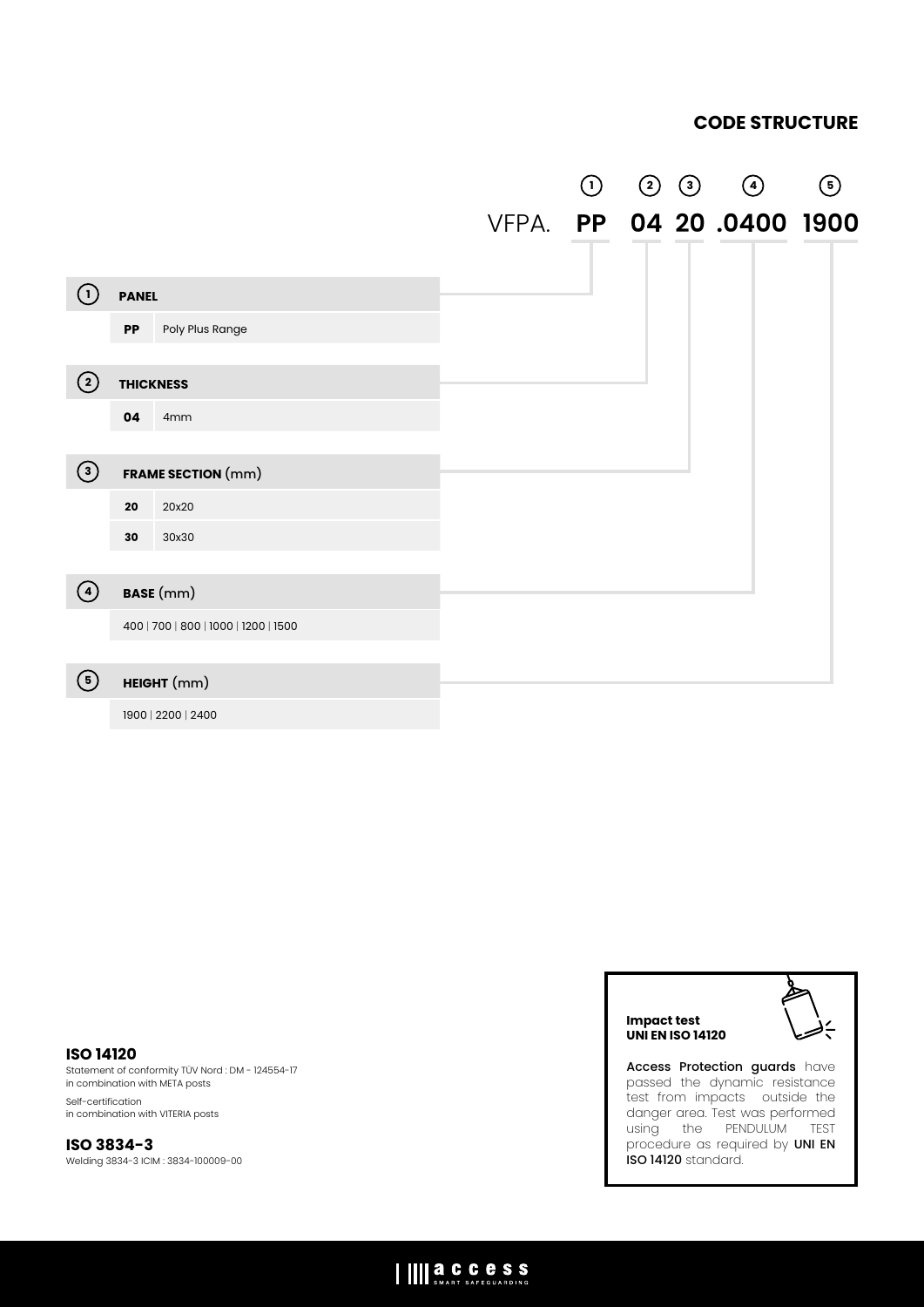## CODE STRUCTURE

VFPA. **PP** (1) **04** (2) **20** (3) **.0400** (4) **1900** (5)

### (1) PANEL

| | |
|---|---|
| **PP** | Poly Plus Range |

### (2) THICKNESS

| | |
|---|---|
| **04** | 4mm |

### (3) FRAME SECTION (mm)

| | |
|---|---|
| **20** | 20x20 |
| **30** | 30x30 |

### (4) BASE (mm)

400 | 700 | 800 | 1000 | 1200 | 1500

### (5) HEIGHT (mm)

1900 | 2200 | 2400

**ISO 14120**

Statement of conformity TÜV Nord : DM - 124554-17
in combination with META posts

Self-certification
in combination with VITERIA posts

**ISO 3834-3**

Welding 3834-3 ICIM : 3834-100009-00

**Impact test**
**UNI EN ISO 14120**

**Access Protection guards** have passed the dynamic resistance test from impacts outside the danger area. Test was performed using the PENDULUM TEST procedure as required by **UNI EN ISO 14120** standard.